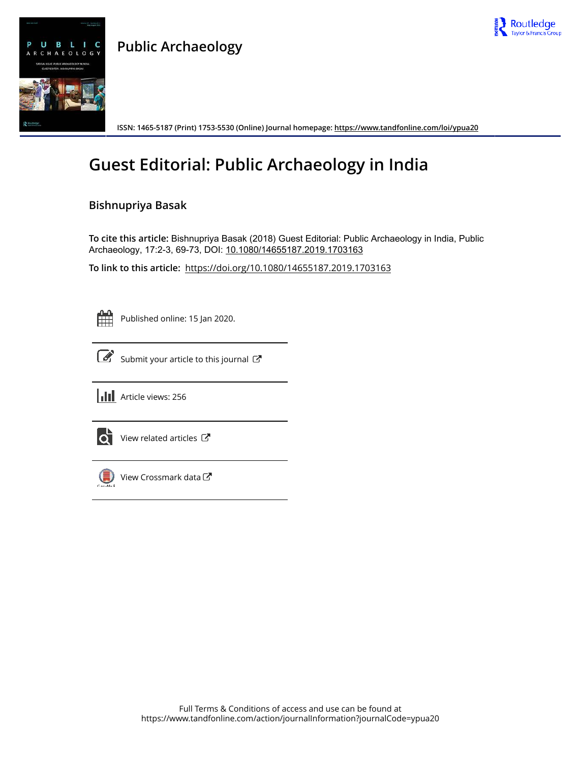# Public Archaeology

ISSN: 1465-5187 (Print) 1753-5530 (Online) Journal homepage: https://www.tandfonline.com/loi/ypua20

# Guest Editorial: Public Archaeology in India

## Bishnupriya Basak

**To cite this article:** Bishnupriya Basak (2018) Guest Editorial: Public Archaeology in India, Public Archaeology, 17:2-3, 69-73, DOI: 10.1080/14655187.2019.1703163

**To link to this article:** https://doi.org/10.1080/14655187.2019.1703163

Published online: 15 Jan 2020.

Submit your article to this journal

Article views: 256

View related articles

View Crossmark data

Full Terms & Conditions of access and use can be found at
https://www.tandfonline.com/action/journalInformation?journalCode=ypua20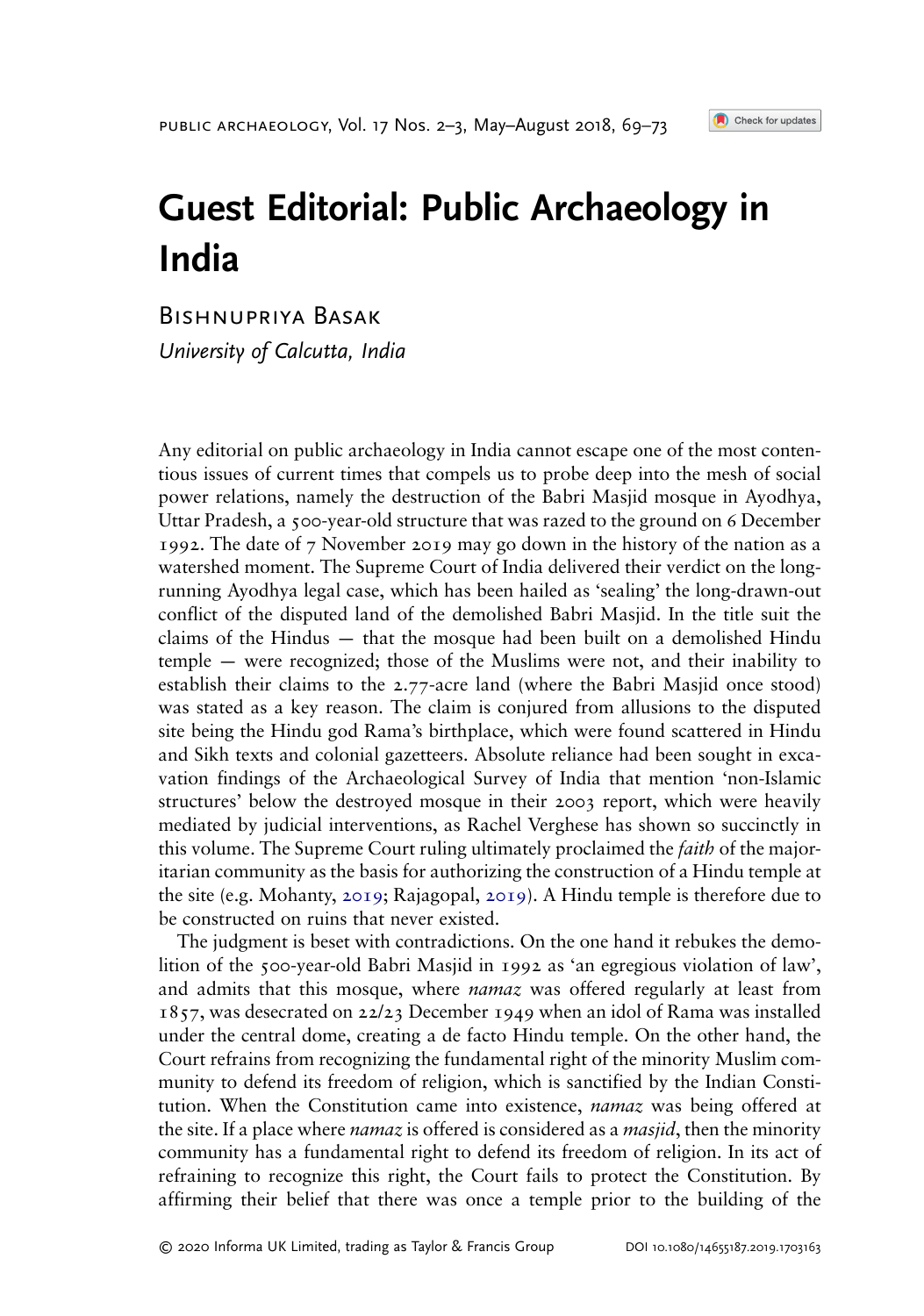# Guest Editorial: Public Archaeology in India

Bishnupriya Basak

*University of Calcutta, India*

Any editorial on public archaeology in India cannot escape one of the most contentious issues of current times that compels us to probe deep into the mesh of social power relations, namely the destruction of the Babri Masjid mosque in Ayodhya, Uttar Pradesh, a 500-year-old structure that was razed to the ground on 6 December 1992. The date of 7 November 2019 may go down in the history of the nation as a watershed moment. The Supreme Court of India delivered their verdict on the long-running Ayodhya legal case, which has been hailed as 'sealing' the long-drawn-out conflict of the disputed land of the demolished Babri Masjid. In the title suit the claims of the Hindus — that the mosque had been built on a demolished Hindu temple — were recognized; those of the Muslims were not, and their inability to establish their claims to the 2.77-acre land (where the Babri Masjid once stood) was stated as a key reason. The claim is conjured from allusions to the disputed site being the Hindu god Rama's birthplace, which were found scattered in Hindu and Sikh texts and colonial gazetteers. Absolute reliance had been sought in excavation findings of the Archaeological Survey of India that mention 'non-Islamic structures' below the destroyed mosque in their 2003 report, which were heavily mediated by judicial interventions, as Rachel Verghese has shown so succinctly in this volume. The Supreme Court ruling ultimately proclaimed the *faith* of the majoritarian community as the basis for authorizing the construction of a Hindu temple at the site (e.g. Mohanty, 2019; Rajagopal, 2019). A Hindu temple is therefore due to be constructed on ruins that never existed.

The judgment is beset with contradictions. On the one hand it rebukes the demolition of the 500-year-old Babri Masjid in 1992 as 'an egregious violation of law', and admits that this mosque, where *namaz* was offered regularly at least from 1857, was desecrated on 22/23 December 1949 when an idol of Rama was installed under the central dome, creating a de facto Hindu temple. On the other hand, the Court refrains from recognizing the fundamental right of the minority Muslim community to defend its freedom of religion, which is sanctified by the Indian Constitution. When the Constitution came into existence, *namaz* was being offered at the site. If a place where *namaz* is offered is considered as a *masjid*, then the minority community has a fundamental right to defend its freedom of religion. In its act of refraining to recognize this right, the Court fails to protect the Constitution. By affirming their belief that there was once a temple prior to the building of the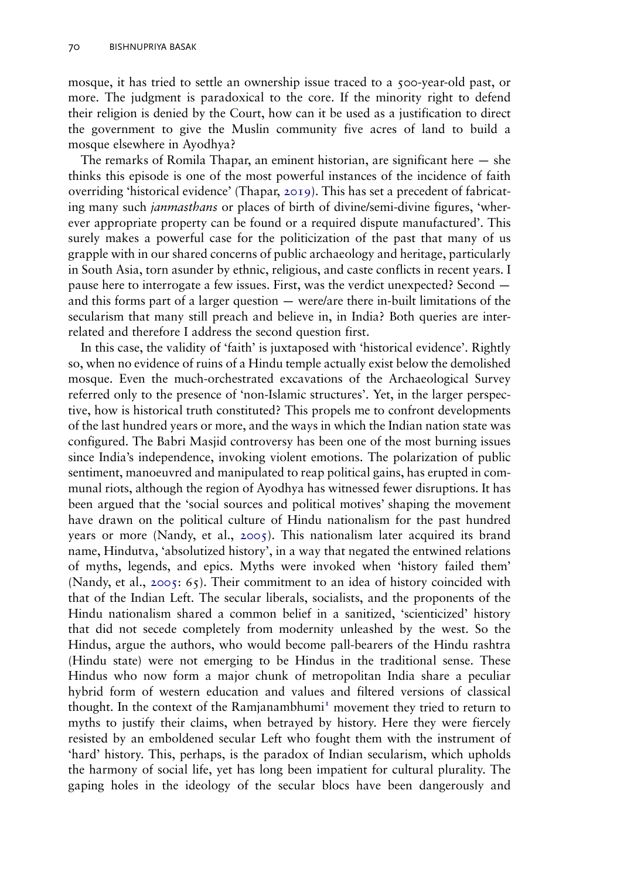mosque, it has tried to settle an ownership issue traced to a 500-year-old past, or more. The judgment is paradoxical to the core. If the minority right to defend their religion is denied by the Court, how can it be used as a justification to direct the government to give the Muslin community five acres of land to build a mosque elsewhere in Ayodhya?

The remarks of Romila Thapar, an eminent historian, are significant here — she thinks this episode is one of the most powerful instances of the incidence of faith overriding 'historical evidence' (Thapar, 2019). This has set a precedent of fabricating many such *janmasthans* or places of birth of divine/semi-divine figures, 'wherever appropriate property can be found or a required dispute manufactured'. This surely makes a powerful case for the politicization of the past that many of us grapple with in our shared concerns of public archaeology and heritage, particularly in South Asia, torn asunder by ethnic, religious, and caste conflicts in recent years. I pause here to interrogate a few issues. First, was the verdict unexpected? Second — and this forms part of a larger question — were/are there in-built limitations of the secularism that many still preach and believe in, in India? Both queries are interrelated and therefore I address the second question first.

In this case, the validity of 'faith' is juxtaposed with 'historical evidence'. Rightly so, when no evidence of ruins of a Hindu temple actually exist below the demolished mosque. Even the much-orchestrated excavations of the Archaeological Survey referred only to the presence of 'non-Islamic structures'. Yet, in the larger perspective, how is historical truth constituted? This propels me to confront developments of the last hundred years or more, and the ways in which the Indian nation state was configured. The Babri Masjid controversy has been one of the most burning issues since India's independence, invoking violent emotions. The polarization of public sentiment, manoeuvred and manipulated to reap political gains, has erupted in communal riots, although the region of Ayodhya has witnessed fewer disruptions. It has been argued that the 'social sources and political motives' shaping the movement have drawn on the political culture of Hindu nationalism for the past hundred years or more (Nandy, et al., 2005). This nationalism later acquired its brand name, Hindutva, 'absolutized history', in a way that negated the entwined relations of myths, legends, and epics. Myths were invoked when 'history failed them' (Nandy, et al., 2005: 65). Their commitment to an idea of history coincided with that of the Indian Left. The secular liberals, socialists, and the proponents of the Hindu nationalism shared a common belief in a sanitized, 'scienticized' history that did not secede completely from modernity unleashed by the west. So the Hindus, argue the authors, who would become pall-bearers of the Hindu rashtra (Hindu state) were not emerging to be Hindus in the traditional sense. These Hindus who now form a major chunk of metropolitan India share a peculiar hybrid form of western education and values and filtered versions of classical thought. In the context of the Ramjanambhumi[1] movement they tried to return to myths to justify their claims, when betrayed by history. Here they were fiercely resisted by an emboldened secular Left who fought them with the instrument of 'hard' history. This, perhaps, is the paradox of Indian secularism, which upholds the harmony of social life, yet has long been impatient for cultural plurality. The gaping holes in the ideology of the secular blocs have been dangerously and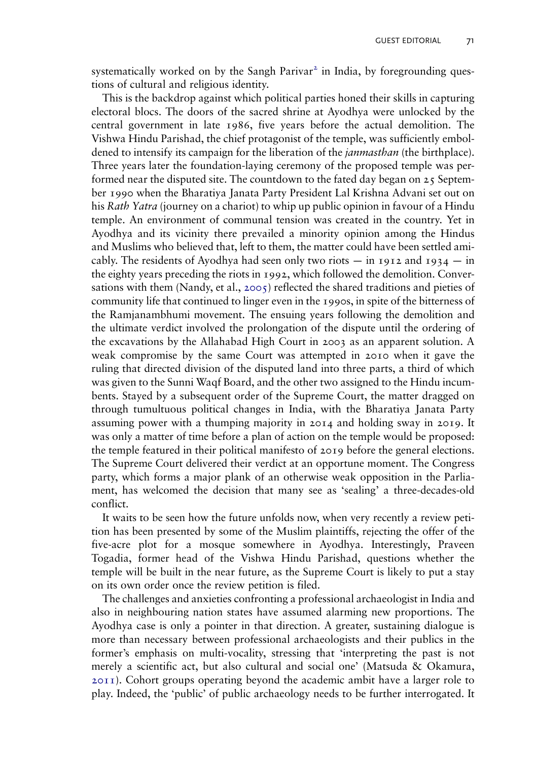systematically worked on by the Sangh Parivar[2] in India, by foregrounding questions of cultural and religious identity.

This is the backdrop against which political parties honed their skills in capturing electoral blocs. The doors of the sacred shrine at Ayodhya were unlocked by the central government in late 1986, five years before the actual demolition. The Vishwa Hindu Parishad, the chief protagonist of the temple, was sufficiently emboldened to intensify its campaign for the liberation of the *janmasthan* (the birthplace). Three years later the foundation-laying ceremony of the proposed temple was performed near the disputed site. The countdown to the fated day began on 25 September 1990 when the Bharatiya Janata Party President Lal Krishna Advani set out on his *Rath Yatra* (journey on a chariot) to whip up public opinion in favour of a Hindu temple. An environment of communal tension was created in the country. Yet in Ayodhya and its vicinity there prevailed a minority opinion among the Hindus and Muslims who believed that, left to them, the matter could have been settled amicably. The residents of Ayodhya had seen only two riots — in 1912 and 1934 — in the eighty years preceding the riots in 1992, which followed the demolition. Conversations with them (Nandy, et al., 2005) reflected the shared traditions and pieties of community life that continued to linger even in the 1990s, in spite of the bitterness of the Ramjanambhumi movement. The ensuing years following the demolition and the ultimate verdict involved the prolongation of the dispute until the ordering of the excavations by the Allahabad High Court in 2003 as an apparent solution. A weak compromise by the same Court was attempted in 2010 when it gave the ruling that directed division of the disputed land into three parts, a third of which was given to the Sunni Waqf Board, and the other two assigned to the Hindu incumbents. Stayed by a subsequent order of the Supreme Court, the matter dragged on through tumultuous political changes in India, with the Bharatiya Janata Party assuming power with a thumping majority in 2014 and holding sway in 2019. It was only a matter of time before a plan of action on the temple would be proposed: the temple featured in their political manifesto of 2019 before the general elections. The Supreme Court delivered their verdict at an opportune moment. The Congress party, which forms a major plank of an otherwise weak opposition in the Parliament, has welcomed the decision that many see as 'sealing' a three-decades-old conflict.

It waits to be seen how the future unfolds now, when very recently a review petition has been presented by some of the Muslim plaintiffs, rejecting the offer of the five-acre plot for a mosque somewhere in Ayodhya. Interestingly, Praveen Togadia, former head of the Vishwa Hindu Parishad, questions whether the temple will be built in the near future, as the Supreme Court is likely to put a stay on its own order once the review petition is filed.

The challenges and anxieties confronting a professional archaeologist in India and also in neighbouring nation states have assumed alarming new proportions. The Ayodhya case is only a pointer in that direction. A greater, sustaining dialogue is more than necessary between professional archaeologists and their publics in the former's emphasis on multi-vocality, stressing that 'interpreting the past is not merely a scientific act, but also cultural and social one' (Matsuda & Okamura, 2011). Cohort groups operating beyond the academic ambit have a larger role to play. Indeed, the 'public' of public archaeology needs to be further interrogated. It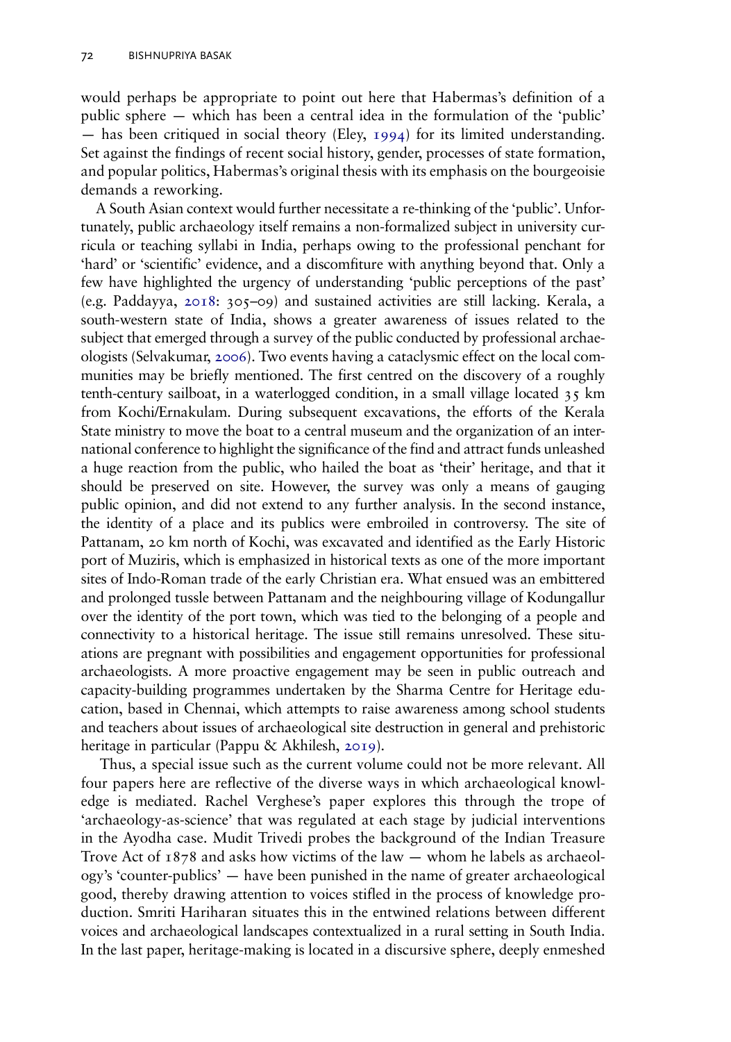would perhaps be appropriate to point out here that Habermas's definition of a public sphere — which has been a central idea in the formulation of the 'public' — has been critiqued in social theory (Eley, 1994) for its limited understanding. Set against the findings of recent social history, gender, processes of state formation, and popular politics, Habermas's original thesis with its emphasis on the bourgeoisie demands a reworking.

A South Asian context would further necessitate a re-thinking of the 'public'. Unfortunately, public archaeology itself remains a non-formalized subject in university curricula or teaching syllabi in India, perhaps owing to the professional penchant for 'hard' or 'scientific' evidence, and a discomfiture with anything beyond that. Only a few have highlighted the urgency of understanding 'public perceptions of the past' (e.g. Paddayya, 2018: 305–09) and sustained activities are still lacking. Kerala, a south-western state of India, shows a greater awareness of issues related to the subject that emerged through a survey of the public conducted by professional archaeologists (Selvakumar, 2006). Two events having a cataclysmic effect on the local communities may be briefly mentioned. The first centred on the discovery of a roughly tenth-century sailboat, in a waterlogged condition, in a small village located 35 km from Kochi/Ernakulam. During subsequent excavations, the efforts of the Kerala State ministry to move the boat to a central museum and the organization of an international conference to highlight the significance of the find and attract funds unleashed a huge reaction from the public, who hailed the boat as 'their' heritage, and that it should be preserved on site. However, the survey was only a means of gauging public opinion, and did not extend to any further analysis. In the second instance, the identity of a place and its publics were embroiled in controversy. The site of Pattanam, 20 km north of Kochi, was excavated and identified as the Early Historic port of Muziris, which is emphasized in historical texts as one of the more important sites of Indo-Roman trade of the early Christian era. What ensued was an embittered and prolonged tussle between Pattanam and the neighbouring village of Kodungallur over the identity of the port town, which was tied to the belonging of a people and connectivity to a historical heritage. The issue still remains unresolved. These situations are pregnant with possibilities and engagement opportunities for professional archaeologists. A more proactive engagement may be seen in public outreach and capacity-building programmes undertaken by the Sharma Centre for Heritage education, based in Chennai, which attempts to raise awareness among school students and teachers about issues of archaeological site destruction in general and prehistoric heritage in particular (Pappu & Akhilesh, 2019).

Thus, a special issue such as the current volume could not be more relevant. All four papers here are reflective of the diverse ways in which archaeological knowledge is mediated. Rachel Verghese's paper explores this through the trope of 'archaeology-as-science' that was regulated at each stage by judicial interventions in the Ayodha case. Mudit Trivedi probes the background of the Indian Treasure Trove Act of 1878 and asks how victims of the law — whom he labels as archaeology's 'counter-publics' — have been punished in the name of greater archaeological good, thereby drawing attention to voices stifled in the process of knowledge production. Smriti Hariharan situates this in the entwined relations between different voices and archaeological landscapes contextualized in a rural setting in South India. In the last paper, heritage-making is located in a discursive sphere, deeply enmeshed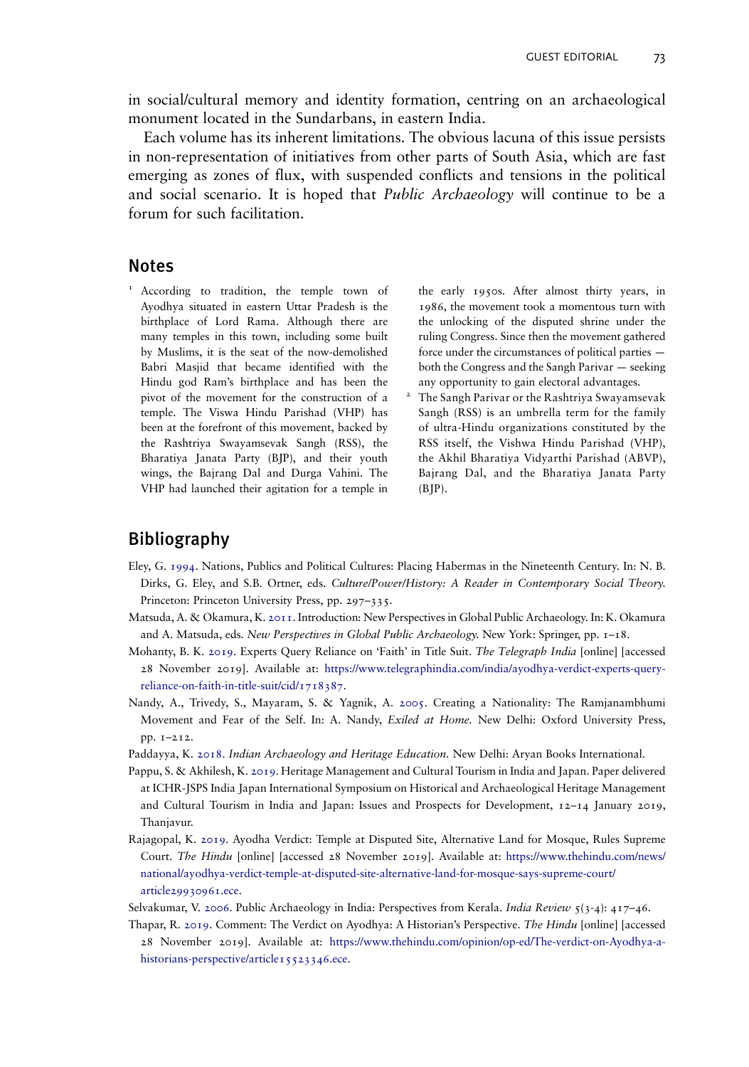in social/cultural memory and identity formation, centring on an archaeological monument located in the Sundarbans, in eastern India.

Each volume has its inherent limitations. The obvious lacuna of this issue persists in non-representation of initiatives from other parts of South Asia, which are fast emerging as zones of flux, with suspended conflicts and tensions in the political and social scenario. It is hoped that *Public Archaeology* will continue to be a forum for such facilitation.

## Notes

[1] According to tradition, the temple town of Ayodhya situated in eastern Uttar Pradesh is the birthplace of Lord Rama. Although there are many temples in this town, including some built by Muslims, it is the seat of the now-demolished Babri Masjid that became identified with the Hindu god Ram's birthplace and has been the pivot of the movement for the construction of a temple. The Viswa Hindu Parishad (VHP) has been at the forefront of this movement, backed by the Rashtriya Swayamsevak Sangh (RSS), the Bharatiya Janata Party (BJP), and their youth wings, the Bajrang Dal and Durga Vahini. The VHP had launched their agitation for a temple in the early 1950s. After almost thirty years, in 1986, the movement took a momentous turn with the unlocking of the disputed shrine under the ruling Congress. Since then the movement gathered force under the circumstances of political parties — both the Congress and the Sangh Parivar — seeking any opportunity to gain electoral advantages.

[2] The Sangh Parivar or the Rashtriya Swayamsevak Sangh (RSS) is an umbrella term for the family of ultra-Hindu organizations constituted by the RSS itself, the Vishwa Hindu Parishad (VHP), the Akhil Bharatiya Vidyarthi Parishad (ABVP), Bajrang Dal, and the Bharatiya Janata Party (BJP).

## Bibliography

Eley, G. 1994. Nations, Publics and Political Cultures: Placing Habermas in the Nineteenth Century. In: N. B. Dirks, G. Eley, and S.B. Ortner, eds. *Culture/Power/History: A Reader in Contemporary Social Theory*. Princeton: Princeton University Press, pp. 297–335.

Matsuda, A. & Okamura, K. 2011. Introduction: New Perspectives in Global Public Archaeology. In: K. Okamura and A. Matsuda, eds. *New Perspectives in Global Public Archaeology*. New York: Springer, pp. 1–18.

Mohanty, B. K. 2019. Experts Query Reliance on 'Faith' in Title Suit. *The Telegraph India* [online] [accessed 28 November 2019]. Available at: https://www.telegraphindia.com/india/ayodhya-verdict-experts-query-reliance-on-faith-in-title-suit/cid/1718387.

Nandy, A., Trivedy, S., Mayaram, S. & Yagnik, A. 2005. Creating a Nationality: The Ramjanambhumi Movement and Fear of the Self. In: A. Nandy, *Exiled at Home*. New Delhi: Oxford University Press, pp. 1–212.

Paddayya, K. 2018. *Indian Archaeology and Heritage Education*. New Delhi: Aryan Books International.

Pappu, S. & Akhilesh, K. 2019. Heritage Management and Cultural Tourism in India and Japan. Paper delivered at ICHR-JSPS India Japan International Symposium on Historical and Archaeological Heritage Management and Cultural Tourism in India and Japan: Issues and Prospects for Development, 12–14 January 2019, Thanjavur.

Rajagopal, K. 2019. Ayodha Verdict: Temple at Disputed Site, Alternative Land for Mosque, Rules Supreme Court. *The Hindu* [online] [accessed 28 November 2019]. Available at: https://www.thehindu.com/news/national/ayodhya-verdict-temple-at-disputed-site-alternative-land-for-mosque-says-supreme-court/article29930961.ece.

Selvakumar, V. 2006. Public Archaeology in India: Perspectives from Kerala. *India Review* 5(3-4): 417–46.

Thapar, R. 2019. Comment: The Verdict on Ayodhya: A Historian's Perspective. *The Hindu* [online] [accessed 28 November 2019]. Available at: https://www.thehindu.com/opinion/op-ed/The-verdict-on-Ayodhya-a-historians-perspective/article15523346.ece.